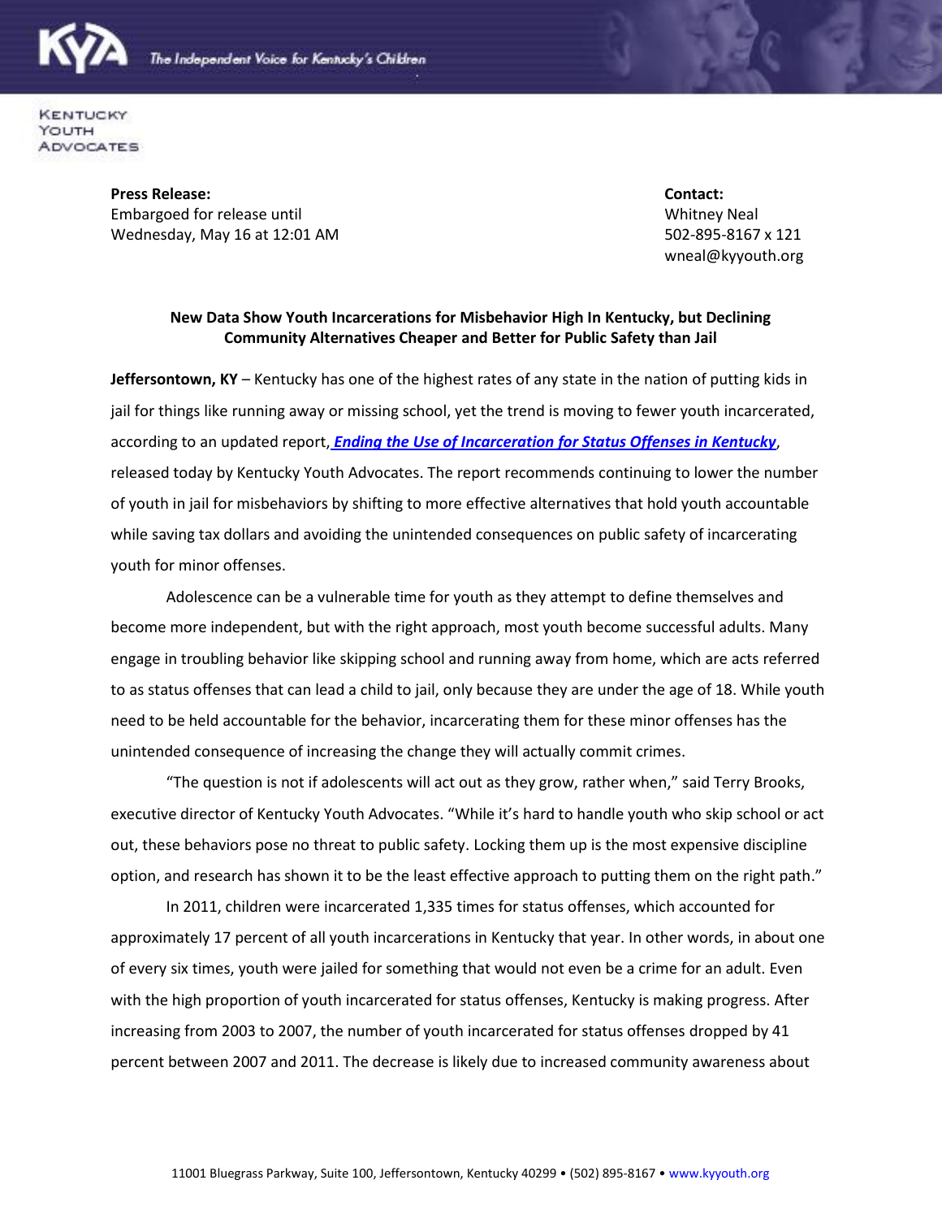Kentucky Youth Advocates

The Independent Voice for Kentucky's Children

**Press Release:**
Embargoed for release until
Wednesday, May 16 at 12:01 AM

**Contact:**
Whitney Neal
502-895-8167 x 121
wneal@kyyouth.org

**New Data Show Youth Incarcerations for Misbehavior High In Kentucky, but Declining**
**Community Alternatives Cheaper and Better for Public Safety than Jail**

**Jeffersontown, KY** – Kentucky has one of the highest rates of any state in the nation of putting kids in jail for things like running away or missing school, yet the trend is moving to fewer youth incarcerated, according to an updated report, ***Ending the Use of Incarceration for Status Offenses in Kentucky***, released today by Kentucky Youth Advocates. The report recommends continuing to lower the number of youth in jail for misbehaviors by shifting to more effective alternatives that hold youth accountable while saving tax dollars and avoiding the unintended consequences on public safety of incarcerating youth for minor offenses.

Adolescence can be a vulnerable time for youth as they attempt to define themselves and become more independent, but with the right approach, most youth become successful adults. Many engage in troubling behavior like skipping school and running away from home, which are acts referred to as status offenses that can lead a child to jail, only because they are under the age of 18. While youth need to be held accountable for the behavior, incarcerating them for these minor offenses has the unintended consequence of increasing the change they will actually commit crimes.

"The question is not if adolescents will act out as they grow, rather when," said Terry Brooks, executive director of Kentucky Youth Advocates. "While it's hard to handle youth who skip school or act out, these behaviors pose no threat to public safety. Locking them up is the most expensive discipline option, and research has shown it to be the least effective approach to putting them on the right path."

In 2011, children were incarcerated 1,335 times for status offenses, which accounted for approximately 17 percent of all youth incarcerations in Kentucky that year. In other words, in about one of every six times, youth were jailed for something that would not even be a crime for an adult. Even with the high proportion of youth incarcerated for status offenses, Kentucky is making progress. After increasing from 2003 to 2007, the number of youth incarcerated for status offenses dropped by 41 percent between 2007 and 2011. The decrease is likely due to increased community awareness about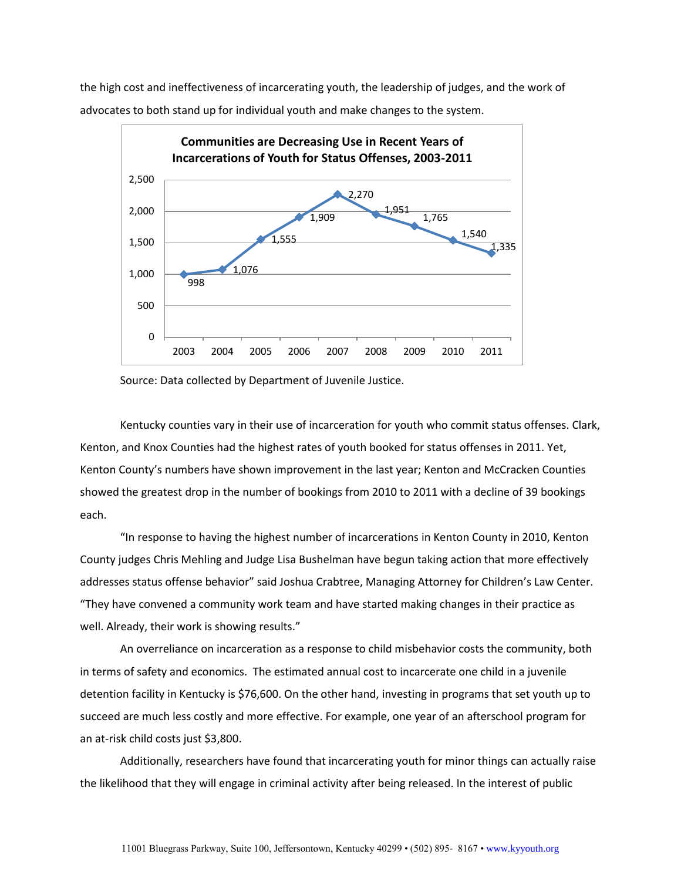the high cost and ineffectiveness of incarcerating youth, the leadership of judges, and the work of advocates to both stand up for individual youth and make changes to the system.

**Communities are Decreasing Use in Recent Years of Incarcerations of Youth for Status Offenses, 2003-2011**

| Year | Incarcerations |
| --- | --- |
| 2003 | 998 |
| 2004 | 1,076 |
| 2005 | 1,555 |
| 2006 | 1,909 |
| 2007 | 2,270 |
| 2008 | 1,951 |
| 2009 | 1,765 |
| 2010 | 1,540 |
| 2011 | 1,335 |

Source: Data collected by Department of Juvenile Justice.

Kentucky counties vary in their use of incarceration for youth who commit status offenses. Clark, Kenton, and Knox Counties had the highest rates of youth booked for status offenses in 2011. Yet, Kenton County's numbers have shown improvement in the last year; Kenton and McCracken Counties showed the greatest drop in the number of bookings from 2010 to 2011 with a decline of 39 bookings each.

"In response to having the highest number of incarcerations in Kenton County in 2010, Kenton County judges Chris Mehling and Judge Lisa Bushelman have begun taking action that more effectively addresses status offense behavior" said Joshua Crabtree, Managing Attorney for Children's Law Center. "They have convened a community work team and have started making changes in their practice as well. Already, their work is showing results."

An overreliance on incarceration as a response to child misbehavior costs the community, both in terms of safety and economics. The estimated annual cost to incarcerate one child in a juvenile detention facility in Kentucky is $76,600. On the other hand, investing in programs that set youth up to succeed are much less costly and more effective. For example, one year of an afterschool program for an at-risk child costs just $3,800.

Additionally, researchers have found that incarcerating youth for minor things can actually raise the likelihood that they will engage in criminal activity after being released. In the interest of public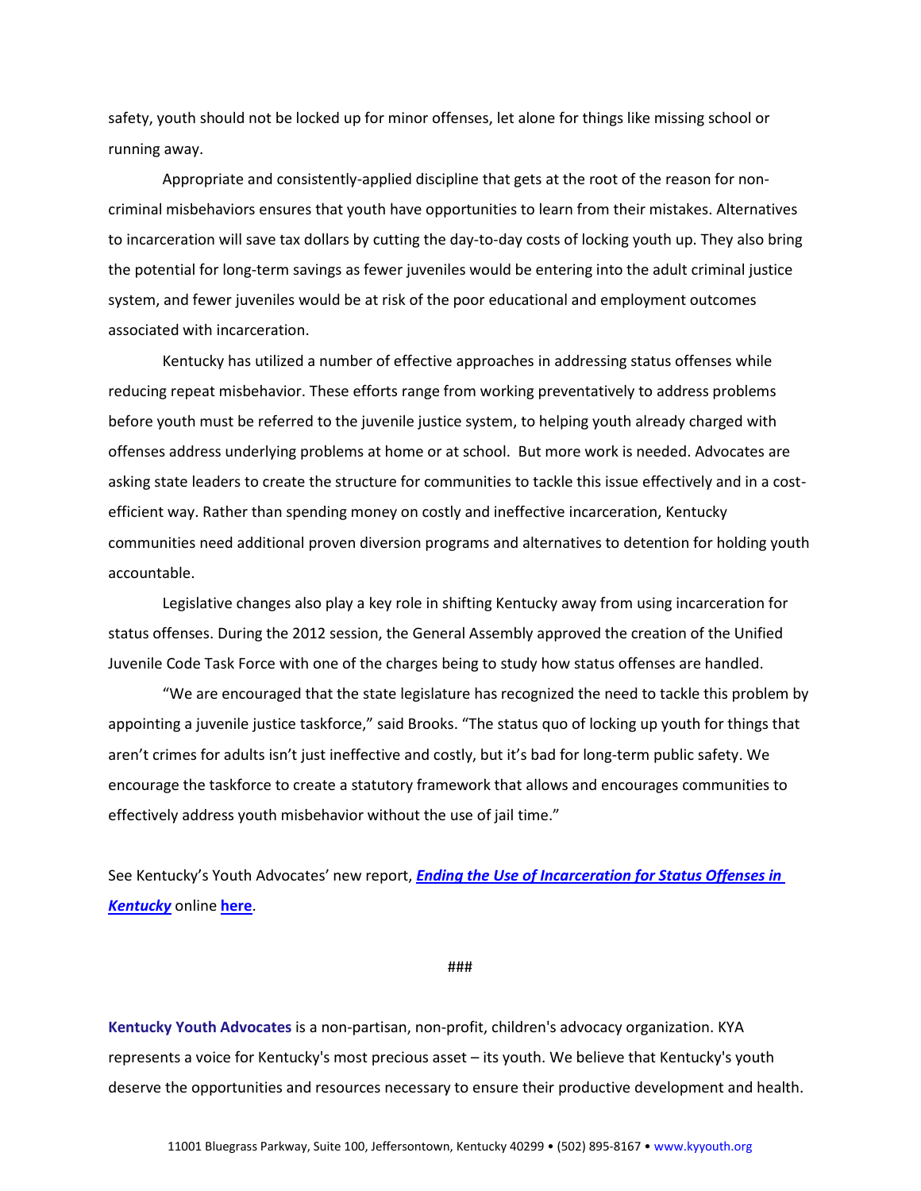safety, youth should not be locked up for minor offenses, let alone for things like missing school or running away.

Appropriate and consistently-applied discipline that gets at the root of the reason for non-criminal misbehaviors ensures that youth have opportunities to learn from their mistakes. Alternatives to incarceration will save tax dollars by cutting the day-to-day costs of locking youth up. They also bring the potential for long-term savings as fewer juveniles would be entering into the adult criminal justice system, and fewer juveniles would be at risk of the poor educational and employment outcomes associated with incarceration.

Kentucky has utilized a number of effective approaches in addressing status offenses while reducing repeat misbehavior. These efforts range from working preventatively to address problems before youth must be referred to the juvenile justice system, to helping youth already charged with offenses address underlying problems at home or at school. But more work is needed. Advocates are asking state leaders to create the structure for communities to tackle this issue effectively and in a cost-efficient way. Rather than spending money on costly and ineffective incarceration, Kentucky communities need additional proven diversion programs and alternatives to detention for holding youth accountable.

Legislative changes also play a key role in shifting Kentucky away from using incarceration for status offenses. During the 2012 session, the General Assembly approved the creation of the Unified Juvenile Code Task Force with one of the charges being to study how status offenses are handled.

"We are encouraged that the state legislature has recognized the need to tackle this problem by appointing a juvenile justice taskforce," said Brooks. "The status quo of locking up youth for things that aren't crimes for adults isn't just ineffective and costly, but it's bad for long-term public safety. We encourage the taskforce to create a statutory framework that allows and encourages communities to effectively address youth misbehavior without the use of jail time."

See Kentucky's Youth Advocates' new report, ***Ending the Use of Incarceration for Status Offenses in Kentucky*** online **here**.

###

**Kentucky Youth Advocates** is a non-partisan, non-profit, children's advocacy organization. KYA represents a voice for Kentucky's most precious asset – its youth. We believe that Kentucky's youth deserve the opportunities and resources necessary to ensure their productive development and health.

11001 Bluegrass Parkway, Suite 100, Jeffersontown, Kentucky 40299 • (502) 895-8167 • www.kyyouth.org